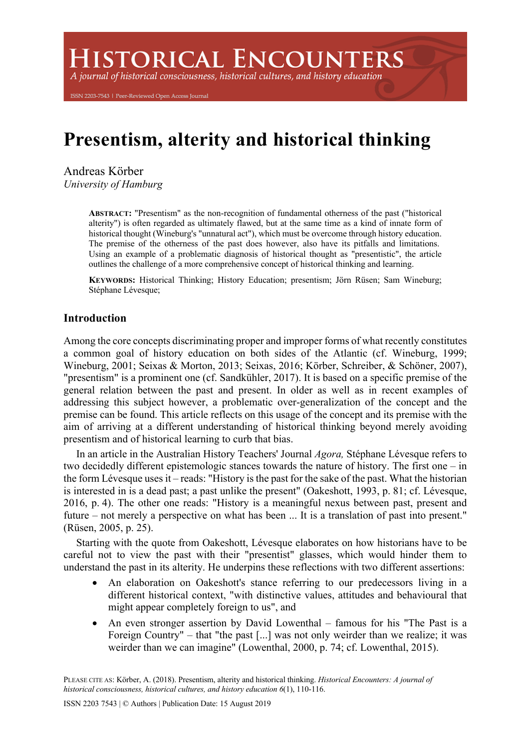# Presentism, alterity and historical thinking

Andreas Körber
*University of Hamburg*

**ABSTRACT:** "Presentism" as the non-recognition of fundamental otherness of the past ("historical alterity") is often regarded as ultimately flawed, but at the same time as a kind of innate form of historical thought (Wineburg's "unnatural act"), which must be overcome through history education. The premise of the otherness of the past does however, also have its pitfalls and limitations. Using an example of a problematic diagnosis of historical thought as "presentistic", the article outlines the challenge of a more comprehensive concept of historical thinking and learning.

**KEYWORDS:** Historical Thinking; History Education; presentism; Jörn Rüsen; Sam Wineburg; Stéphane Lévesque;

## Introduction

Among the core concepts discriminating proper and improper forms of what recently constitutes a common goal of history education on both sides of the Atlantic (cf. Wineburg, 1999; Wineburg, 2001; Seixas & Morton, 2013; Seixas, 2016; Körber, Schreiber, & Schöner, 2007), "presentism" is a prominent one (cf. Sandkühler, 2017). It is based on a specific premise of the general relation between the past and present. In older as well as in recent examples of addressing this subject however, a problematic over-generalization of the concept and the premise can be found. This article reflects on this usage of the concept and its premise with the aim of arriving at a different understanding of historical thinking beyond merely avoiding presentism and of historical learning to curb that bias.

In an article in the Australian History Teachers' Journal *Agora,* Stéphane Lévesque refers to two decidedly different epistemologic stances towards the nature of history. The first one – in the form Lévesque uses it – reads: "History is the past for the sake of the past. What the historian is interested in is a dead past; a past unlike the present" (Oakeshott, 1993, p. 81; cf. Lévesque, 2016, p. 4). The other one reads: "History is a meaningful nexus between past, present and future – not merely a perspective on what has been ... It is a translation of past into present." (Rüsen, 2005, p. 25).

Starting with the quote from Oakeshott, Lévesque elaborates on how historians have to be careful not to view the past with their "presentist" glasses, which would hinder them to understand the past in its alterity. He underpins these reflections with two different assertions:

- An elaboration on Oakeshott's stance referring to our predecessors living in a different historical context, "with distinctive values, attitudes and behavioural that might appear completely foreign to us", and
- An even stronger assertion by David Lowenthal – famous for his "The Past is a Foreign Country" – that "the past [...] was not only weirder than we realize; it was weirder than we can imagine" (Lowenthal, 2000, p. 74; cf. Lowenthal, 2015).

PLEASE CITE AS: Körber, A. (2018). Presentism, alterity and historical thinking. *Historical Encounters: A journal of historical consciousness, historical cultures, and history education 6*(1), 110-116.

ISSN 2203 7543 | © Authors | Publication Date: 15 August 2019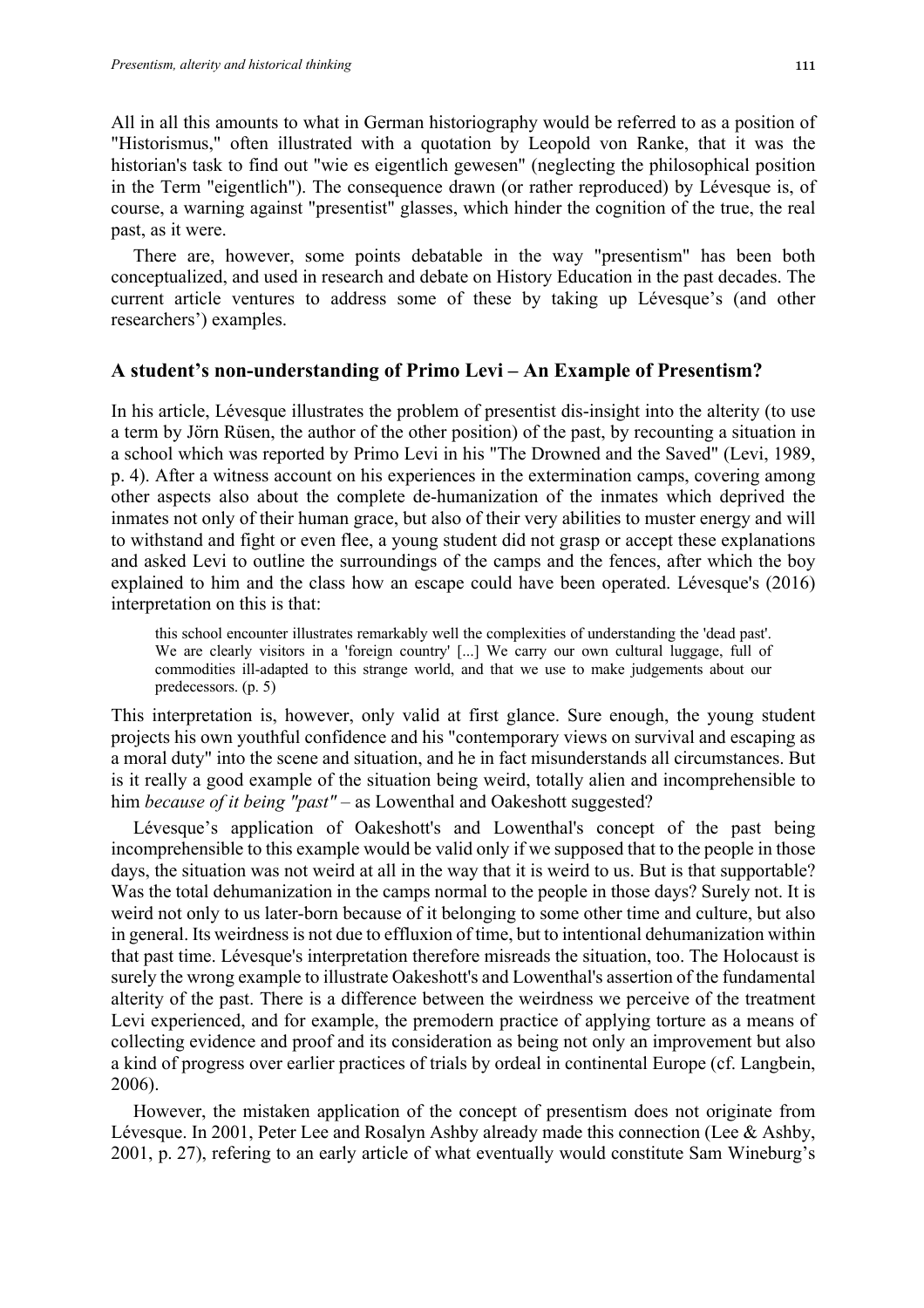All in all this amounts to what in German historiography would be referred to as a position of "Historismus," often illustrated with a quotation by Leopold von Ranke, that it was the historian's task to find out "wie es eigentlich gewesen" (neglecting the philosophical position in the Term "eigentlich"). The consequence drawn (or rather reproduced) by Lévesque is, of course, a warning against "presentist" glasses, which hinder the cognition of the true, the real past, as it were.

There are, however, some points debatable in the way "presentism" has been both conceptualized, and used in research and debate on History Education in the past decades. The current article ventures to address some of these by taking up Lévesque's (and other researchers') examples.

### A student's non-understanding of Primo Levi – An Example of Presentism?

In his article, Lévesque illustrates the problem of presentist dis-insight into the alterity (to use a term by Jörn Rüsen, the author of the other position) of the past, by recounting a situation in a school which was reported by Primo Levi in his "The Drowned and the Saved" (Levi, 1989, p. 4). After a witness account on his experiences in the extermination camps, covering among other aspects also about the complete de-humanization of the inmates which deprived the inmates not only of their human grace, but also of their very abilities to muster energy and will to withstand and fight or even flee, a young student did not grasp or accept these explanations and asked Levi to outline the surroundings of the camps and the fences, after which the boy explained to him and the class how an escape could have been operated. Lévesque's (2016) interpretation on this is that:

> this school encounter illustrates remarkably well the complexities of understanding the 'dead past'. We are clearly visitors in a 'foreign country' [...] We carry our own cultural luggage, full of commodities ill-adapted to this strange world, and that we use to make judgements about our predecessors. (p. 5)

This interpretation is, however, only valid at first glance. Sure enough, the young student projects his own youthful confidence and his "contemporary views on survival and escaping as a moral duty" into the scene and situation, and he in fact misunderstands all circumstances. But is it really a good example of the situation being weird, totally alien and incomprehensible to him *because of it being "past"* – as Lowenthal and Oakeshott suggested?

Lévesque's application of Oakeshott's and Lowenthal's concept of the past being incomprehensible to this example would be valid only if we supposed that to the people in those days, the situation was not weird at all in the way that it is weird to us. But is that supportable? Was the total dehumanization in the camps normal to the people in those days? Surely not. It is weird not only to us later-born because of it belonging to some other time and culture, but also in general. Its weirdness is not due to effluxion of time, but to intentional dehumanization within that past time. Lévesque's interpretation therefore misreads the situation, too. The Holocaust is surely the wrong example to illustrate Oakeshott's and Lowenthal's assertion of the fundamental alterity of the past. There is a difference between the weirdness we perceive of the treatment Levi experienced, and for example, the premodern practice of applying torture as a means of collecting evidence and proof and its consideration as being not only an improvement but also a kind of progress over earlier practices of trials by ordeal in continental Europe (cf. Langbein, 2006).

However, the mistaken application of the concept of presentism does not originate from Lévesque. In 2001, Peter Lee and Rosalyn Ashby already made this connection (Lee & Ashby, 2001, p. 27), refering to an early article of what eventually would constitute Sam Wineburg's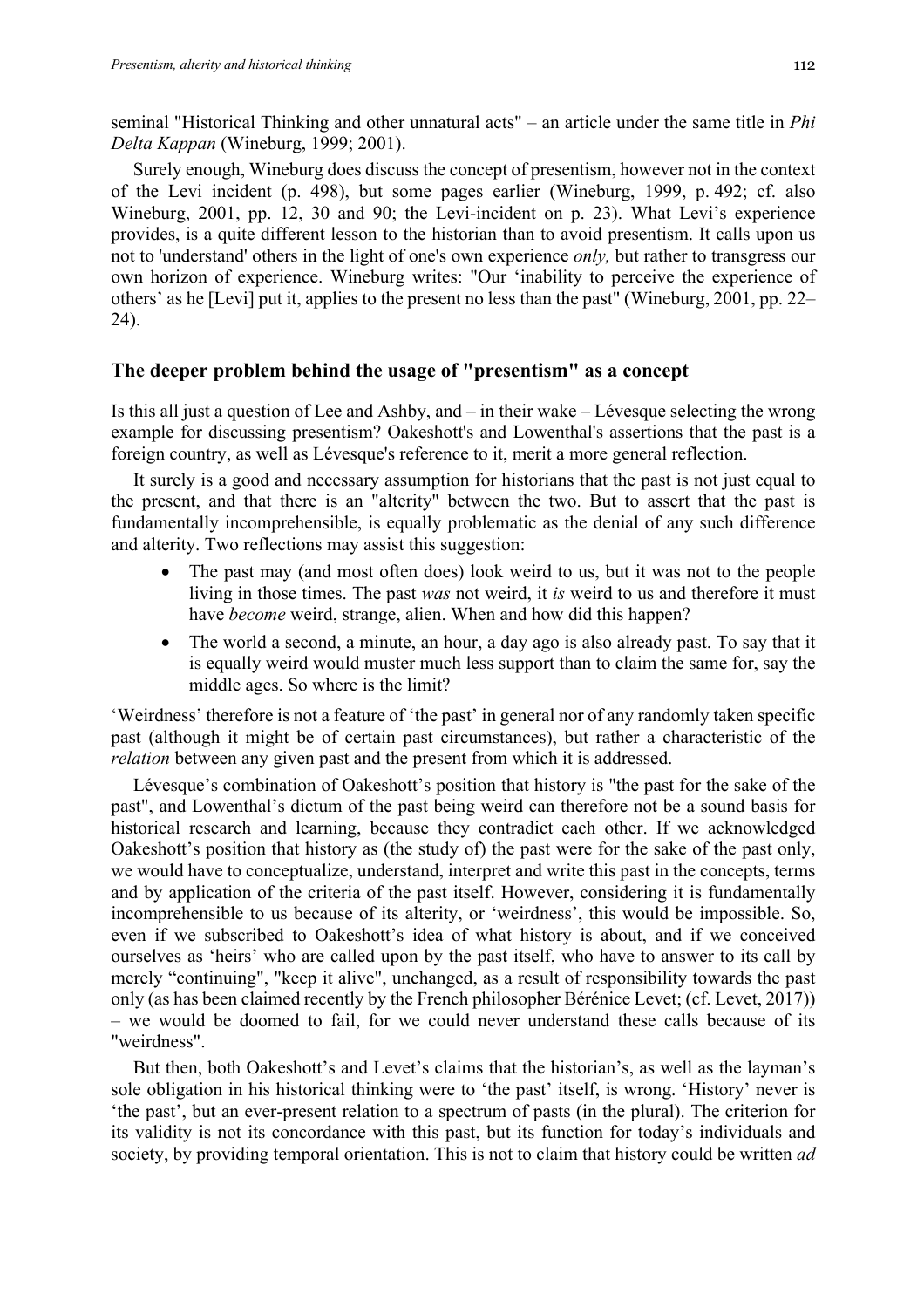seminal "Historical Thinking and other unnatural acts" – an article under the same title in *Phi Delta Kappan* (Wineburg, 1999; 2001).

Surely enough, Wineburg does discuss the concept of presentism, however not in the context of the Levi incident (p. 498), but some pages earlier (Wineburg, 1999, p. 492; cf. also Wineburg, 2001, pp. 12, 30 and 90; the Levi-incident on p. 23). What Levi's experience provides, is a quite different lesson to the historian than to avoid presentism. It calls upon us not to 'understand' others in the light of one's own experience *only,* but rather to transgress our own horizon of experience. Wineburg writes: "Our 'inability to perceive the experience of others' as he [Levi] put it, applies to the present no less than the past" (Wineburg, 2001, pp. 22–24).

## The deeper problem behind the usage of "presentism" as a concept

Is this all just a question of Lee and Ashby, and – in their wake – Lévesque selecting the wrong example for discussing presentism? Oakeshott's and Lowenthal's assertions that the past is a foreign country, as well as Lévesque's reference to it, merit a more general reflection.

It surely is a good and necessary assumption for historians that the past is not just equal to the present, and that there is an "alterity" between the two. But to assert that the past is fundamentally incomprehensible, is equally problematic as the denial of any such difference and alterity. Two reflections may assist this suggestion:

- The past may (and most often does) look weird to us, but it was not to the people living in those times. The past *was* not weird, it *is* weird to us and therefore it must have *become* weird, strange, alien. When and how did this happen?
- The world a second, a minute, an hour, a day ago is also already past. To say that it is equally weird would muster much less support than to claim the same for, say the middle ages. So where is the limit?

'Weirdness' therefore is not a feature of 'the past' in general nor of any randomly taken specific past (although it might be of certain past circumstances), but rather a characteristic of the *relation* between any given past and the present from which it is addressed.

Lévesque's combination of Oakeshott's position that history is "the past for the sake of the past", and Lowenthal's dictum of the past being weird can therefore not be a sound basis for historical research and learning, because they contradict each other. If we acknowledged Oakeshott's position that history as (the study of) the past were for the sake of the past only, we would have to conceptualize, understand, interpret and write this past in the concepts, terms and by application of the criteria of the past itself. However, considering it is fundamentally incomprehensible to us because of its alterity, or 'weirdness', this would be impossible. So, even if we subscribed to Oakeshott's idea of what history is about, and if we conceived ourselves as 'heirs' who are called upon by the past itself, who have to answer to its call by merely "continuing", "keep it alive", unchanged, as a result of responsibility towards the past only (as has been claimed recently by the French philosopher Bérénice Levet; (cf. Levet, 2017)) – we would be doomed to fail, for we could never understand these calls because of its "weirdness".

But then, both Oakeshott's and Levet's claims that the historian's, as well as the layman's sole obligation in his historical thinking were to 'the past' itself, is wrong. 'History' never is 'the past', but an ever-present relation to a spectrum of pasts (in the plural). The criterion for its validity is not its concordance with this past, but its function for today's individuals and society, by providing temporal orientation. This is not to claim that history could be written *ad*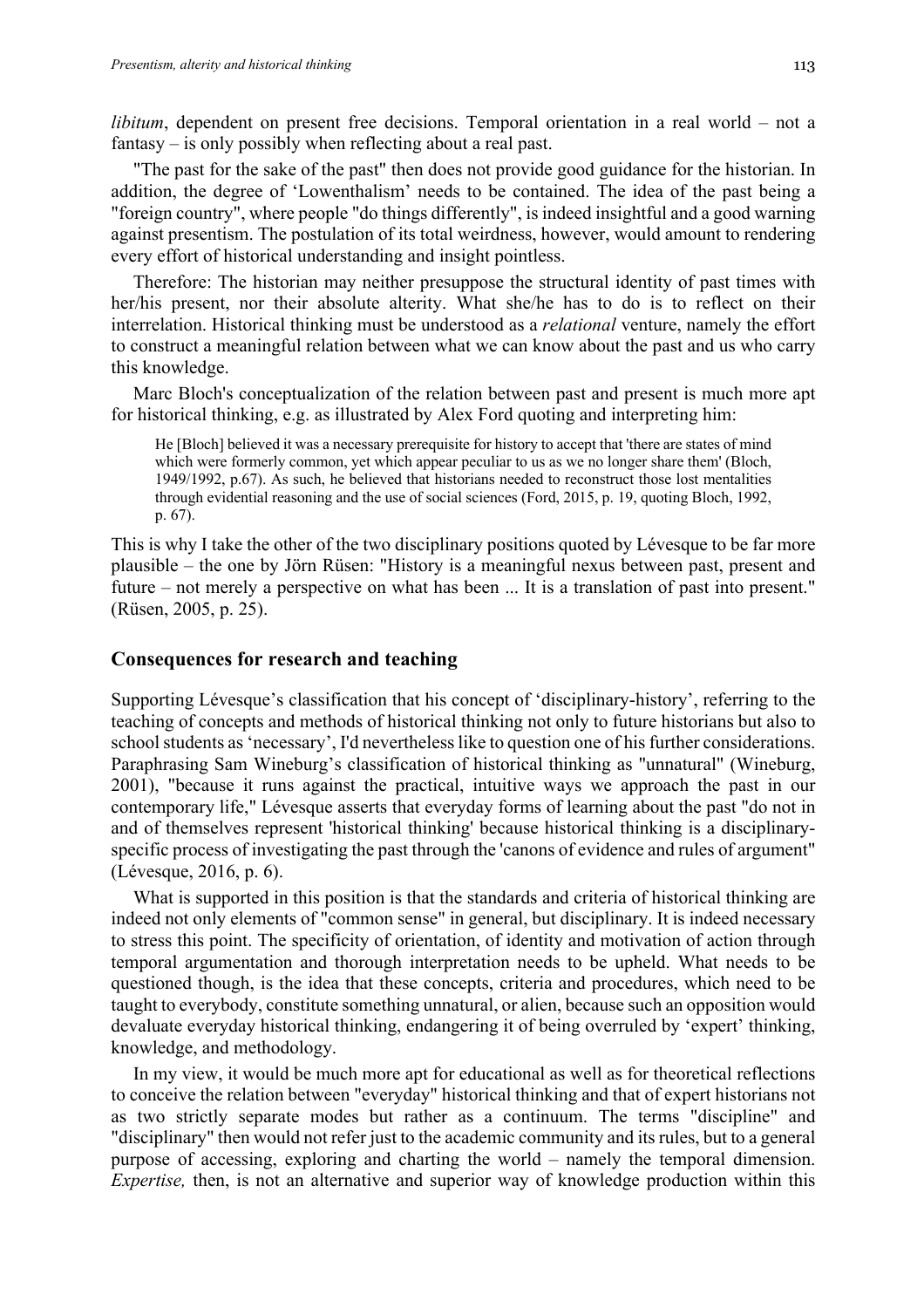*libitum*, dependent on present free decisions. Temporal orientation in a real world – not a fantasy – is only possibly when reflecting about a real past.

"The past for the sake of the past" then does not provide good guidance for the historian. In addition, the degree of 'Lowenthalism' needs to be contained. The idea of the past being a "foreign country", where people "do things differently", is indeed insightful and a good warning against presentism. The postulation of its total weirdness, however, would amount to rendering every effort of historical understanding and insight pointless.

Therefore: The historian may neither presuppose the structural identity of past times with her/his present, nor their absolute alterity. What she/he has to do is to reflect on their interrelation. Historical thinking must be understood as a *relational* venture, namely the effort to construct a meaningful relation between what we can know about the past and us who carry this knowledge.

Marc Bloch's conceptualization of the relation between past and present is much more apt for historical thinking, e.g. as illustrated by Alex Ford quoting and interpreting him:

> He [Bloch] believed it was a necessary prerequisite for history to accept that 'there are states of mind which were formerly common, yet which appear peculiar to us as we no longer share them' (Bloch, 1949/1992, p.67). As such, he believed that historians needed to reconstruct those lost mentalities through evidential reasoning and the use of social sciences (Ford, 2015, p. 19, quoting Bloch, 1992, p. 67).

This is why I take the other of the two disciplinary positions quoted by Lévesque to be far more plausible – the one by Jörn Rüsen: "History is a meaningful nexus between past, present and future – not merely a perspective on what has been ... It is a translation of past into present." (Rüsen, 2005, p. 25).

## Consequences for research and teaching

Supporting Lévesque's classification that his concept of 'disciplinary-history', referring to the teaching of concepts and methods of historical thinking not only to future historians but also to school students as 'necessary', I'd nevertheless like to question one of his further considerations. Paraphrasing Sam Wineburg's classification of historical thinking as "unnatural" (Wineburg, 2001), "because it runs against the practical, intuitive ways we approach the past in our contemporary life," Lévesque asserts that everyday forms of learning about the past "do not in and of themselves represent 'historical thinking' because historical thinking is a disciplinary-specific process of investigating the past through the 'canons of evidence and rules of argument" (Lévesque, 2016, p. 6).

What is supported in this position is that the standards and criteria of historical thinking are indeed not only elements of "common sense" in general, but disciplinary. It is indeed necessary to stress this point. The specificity of orientation, of identity and motivation of action through temporal argumentation and thorough interpretation needs to be upheld. What needs to be questioned though, is the idea that these concepts, criteria and procedures, which need to be taught to everybody, constitute something unnatural, or alien, because such an opposition would devaluate everyday historical thinking, endangering it of being overruled by 'expert' thinking, knowledge, and methodology.

In my view, it would be much more apt for educational as well as for theoretical reflections to conceive the relation between "everyday" historical thinking and that of expert historians not as two strictly separate modes but rather as a continuum. The terms "discipline" and "disciplinary" then would not refer just to the academic community and its rules, but to a general purpose of accessing, exploring and charting the world – namely the temporal dimension. *Expertise,* then, is not an alternative and superior way of knowledge production within this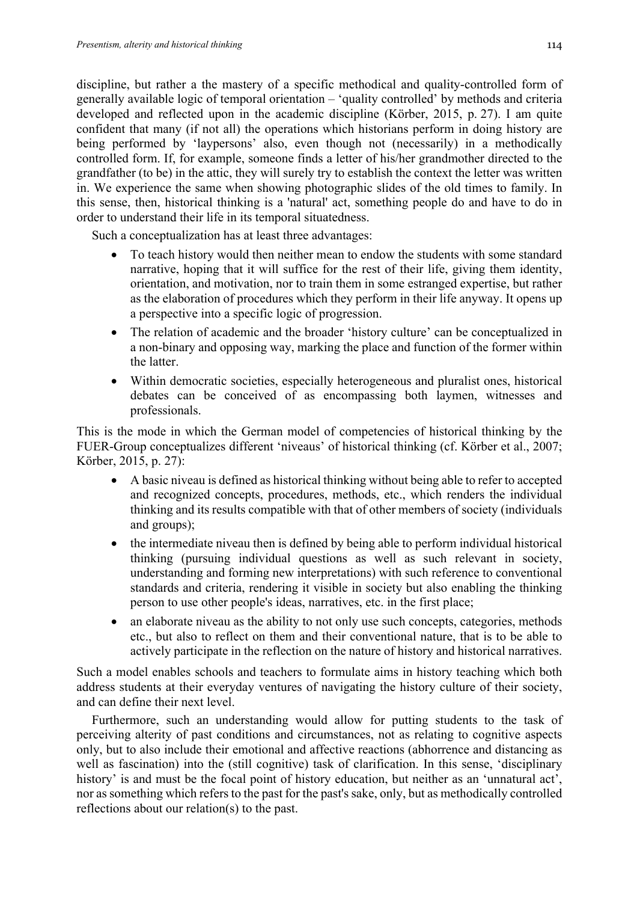discipline, but rather a the mastery of a specific methodical and quality-controlled form of generally available logic of temporal orientation – 'quality controlled' by methods and criteria developed and reflected upon in the academic discipline (Körber, 2015, p. 27). I am quite confident that many (if not all) the operations which historians perform in doing history are being performed by 'laypersons' also, even though not (necessarily) in a methodically controlled form. If, for example, someone finds a letter of his/her grandmother directed to the grandfather (to be) in the attic, they will surely try to establish the context the letter was written in. We experience the same when showing photographic slides of the old times to family. In this sense, then, historical thinking is a 'natural' act, something people do and have to do in order to understand their life in its temporal situatedness.

Such a conceptualization has at least three advantages:

- To teach history would then neither mean to endow the students with some standard narrative, hoping that it will suffice for the rest of their life, giving them identity, orientation, and motivation, nor to train them in some estranged expertise, but rather as the elaboration of procedures which they perform in their life anyway. It opens up a perspective into a specific logic of progression.
- The relation of academic and the broader 'history culture' can be conceptualized in a non-binary and opposing way, marking the place and function of the former within the latter.
- Within democratic societies, especially heterogeneous and pluralist ones, historical debates can be conceived of as encompassing both laymen, witnesses and professionals.

This is the mode in which the German model of competencies of historical thinking by the FUER-Group conceptualizes different 'niveaus' of historical thinking (cf. Körber et al., 2007; Körber, 2015, p. 27):

- A basic niveau is defined as historical thinking without being able to refer to accepted and recognized concepts, procedures, methods, etc., which renders the individual thinking and its results compatible with that of other members of society (individuals and groups);
- the intermediate niveau then is defined by being able to perform individual historical thinking (pursuing individual questions as well as such relevant in society, understanding and forming new interpretations) with such reference to conventional standards and criteria, rendering it visible in society but also enabling the thinking person to use other people's ideas, narratives, etc. in the first place;
- an elaborate niveau as the ability to not only use such concepts, categories, methods etc., but also to reflect on them and their conventional nature, that is to be able to actively participate in the reflection on the nature of history and historical narratives.

Such a model enables schools and teachers to formulate aims in history teaching which both address students at their everyday ventures of navigating the history culture of their society, and can define their next level.

Furthermore, such an understanding would allow for putting students to the task of perceiving alterity of past conditions and circumstances, not as relating to cognitive aspects only, but to also include their emotional and affective reactions (abhorrence and distancing as well as fascination) into the (still cognitive) task of clarification. In this sense, 'disciplinary history' is and must be the focal point of history education, but neither as an 'unnatural act', nor as something which refers to the past for the past's sake, only, but as methodically controlled reflections about our relation(s) to the past.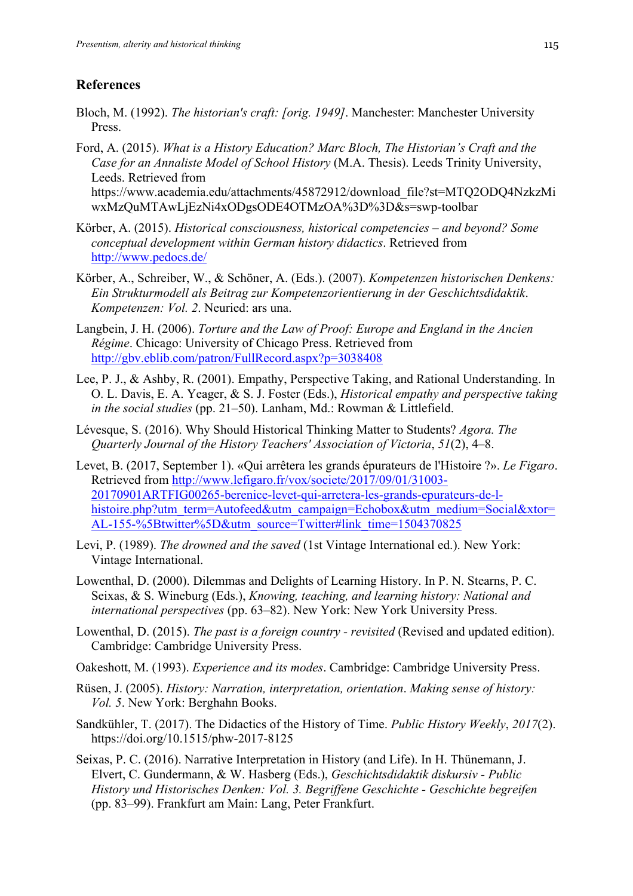## References

Bloch, M. (1992). *The historian's craft: [orig. 1949]*. Manchester: Manchester University Press.

Ford, A. (2015). *What is a History Education? Marc Bloch, The Historian's Craft and the Case for an Annaliste Model of School History* (M.A. Thesis). Leeds Trinity University, Leeds. Retrieved from https://www.academia.edu/attachments/45872912/download_file?st=MTQ2ODQ4NzkzMiwxMzQuMTAwLjEzNi4xODgsODE4OTMzOA%3D%3D&s=swp-toolbar

Körber, A. (2015). *Historical consciousness, historical competencies – and beyond? Some conceptual development within German history didactics*. Retrieved from http://www.pedocs.de/

Körber, A., Schreiber, W., & Schöner, A. (Eds.). (2007). *Kompetenzen historischen Denkens: Ein Strukturmodell als Beitrag zur Kompetenzorientierung in der Geschichtsdidaktik. Kompetenzen: Vol. 2*. Neuried: ars una.

Langbein, J. H. (2006). *Torture and the Law of Proof: Europe and England in the Ancien Régime*. Chicago: University of Chicago Press. Retrieved from http://gbv.eblib.com/patron/FullRecord.aspx?p=3038408

Lee, P. J., & Ashby, R. (2001). Empathy, Perspective Taking, and Rational Understanding. In O. L. Davis, E. A. Yeager, & S. J. Foster (Eds.), *Historical empathy and perspective taking in the social studies* (pp. 21–50). Lanham, Md.: Rowman & Littlefield.

Lévesque, S. (2016). Why Should Historical Thinking Matter to Students? *Agora. The Quarterly Journal of the History Teachers' Association of Victoria*, *51*(2), 4–8.

Levet, B. (2017, September 1). «Qui arrêtera les grands épurateurs de l'Histoire ?». *Le Figaro*. Retrieved from http://www.lefigaro.fr/vox/societe/2017/09/01/31003-20170901ARTFIG00265-berenice-levet-qui-arretera-les-grands-epurateurs-de-l-histoire.php?utm_term=Autofeed&utm_campaign=Echobox&utm_medium=Social&xtor=AL-155-%5Btwitter%5D&utm_source=Twitter#link_time=1504370825

Levi, P. (1989). *The drowned and the saved* (1st Vintage International ed.). New York: Vintage International.

Lowenthal, D. (2000). Dilemmas and Delights of Learning History. In P. N. Stearns, P. C. Seixas, & S. Wineburg (Eds.), *Knowing, teaching, and learning history: National and international perspectives* (pp. 63–82). New York: New York University Press.

Lowenthal, D. (2015). *The past is a foreign country - revisited* (Revised and updated edition). Cambridge: Cambridge University Press.

Oakeshott, M. (1993). *Experience and its modes*. Cambridge: Cambridge University Press.

Rüsen, J. (2005). *History: Narration, interpretation, orientation. Making sense of history: Vol. 5*. New York: Berghahn Books.

Sandkühler, T. (2017). The Didactics of the History of Time. *Public History Weekly*, *2017*(2). https://doi.org/10.1515/phw-2017-8125

Seixas, P. C. (2016). Narrative Interpretation in History (and Life). In H. Thünemann, J. Elvert, C. Gundermann, & W. Hasberg (Eds.), *Geschichtsdidaktik diskursiv - Public History und Historisches Denken: Vol. 3. Begriffene Geschichte - Geschichte begreifen* (pp. 83–99). Frankfurt am Main: Lang, Peter Frankfurt.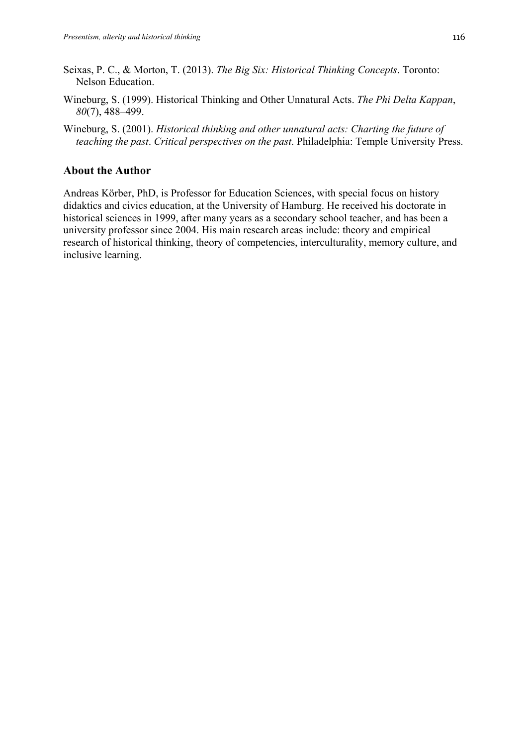Seixas, P. C., & Morton, T. (2013). *The Big Six: Historical Thinking Concepts*. Toronto: Nelson Education.

Wineburg, S. (1999). Historical Thinking and Other Unnatural Acts. *The Phi Delta Kappan*, *80*(7), 488–499.

Wineburg, S. (2001). *Historical thinking and other unnatural acts: Charting the future of teaching the past*. *Critical perspectives on the past*. Philadelphia: Temple University Press.

## About the Author

Andreas Körber, PhD, is Professor for Education Sciences, with special focus on history didaktics and civics education, at the University of Hamburg. He received his doctorate in historical sciences in 1999, after many years as a secondary school teacher, and has been a university professor since 2004. His main research areas include: theory and empirical research of historical thinking, theory of competencies, interculturality, memory culture, and inclusive learning.